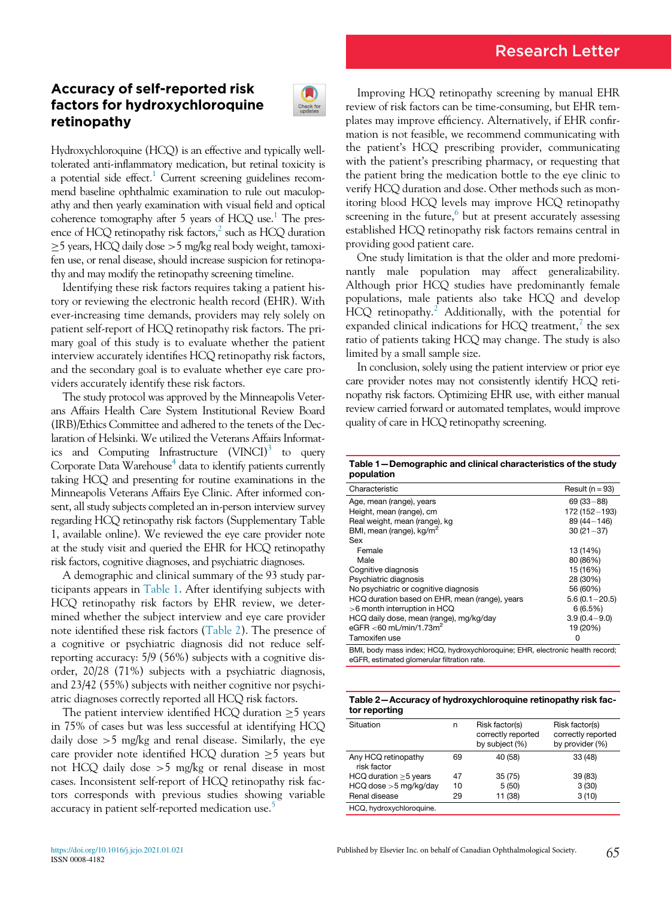Research Letter

# Accuracy of self-reported risk factors for hydroxychloroquine retinopathy

Hydroxychloroquine (HCQ) is an effective and typically well-tolerated anti-inflammatory medication, but retinal toxicity is a potential side effect.[1] Current screening guidelines recommend baseline ophthalmic examination to rule out maculopathy and then yearly examination with visual field and optical coherence tomography after 5 years of HCQ use.[1] The presence of HCQ retinopathy risk factors,[2] such as HCQ duration ≥5 years, HCQ daily dose >5 mg/kg real body weight, tamoxifen use, or renal disease, should increase suspicion for retinopathy and may modify the retinopathy screening timeline.

Identifying these risk factors requires taking a patient history or reviewing the electronic health record (EHR). With ever-increasing time demands, providers may rely solely on patient self-report of HCQ retinopathy risk factors. The primary goal of this study is to evaluate whether the patient interview accurately identifies HCQ retinopathy risk factors, and the secondary goal is to evaluate whether eye care providers accurately identify these risk factors.

The study protocol was approved by the Minneapolis Veterans Affairs Health Care System Institutional Review Board (IRB)/Ethics Committee and adhered to the tenets of the Declaration of Helsinki. We utilized the Veterans Affairs Informatics and Computing Infrastructure (VINCI)[3] to query Corporate Data Warehouse[4] data to identify patients currently taking HCQ and presenting for routine examinations in the Minneapolis Veterans Affairs Eye Clinic. After informed consent, all study subjects completed an in-person interview survey regarding HCQ retinopathy risk factors (Supplementary Table 1, available online). We reviewed the eye care provider note at the study visit and queried the EHR for HCQ retinopathy risk factors, cognitive diagnoses, and psychiatric diagnoses.

A demographic and clinical summary of the 93 study participants appears in Table 1. After identifying subjects with HCQ retinopathy risk factors by EHR review, we determined whether the subject interview and eye care provider note identified these risk factors (Table 2). The presence of a cognitive or psychiatric diagnosis did not reduce self-reporting accuracy: 5/9 (56%) subjects with a cognitive disorder, 20/28 (71%) subjects with a psychiatric diagnosis, and 23/42 (55%) subjects with neither cognitive nor psychiatric diagnoses correctly reported all HCQ risk factors.

The patient interview identified HCQ duration ≥5 years in 75% of cases but was less successful at identifying HCQ daily dose >5 mg/kg and renal disease. Similarly, the eye care provider note identified HCQ duration ≥5 years but not HCQ daily dose >5 mg/kg or renal disease in most cases. Inconsistent self-report of HCQ retinopathy risk factors corresponds with previous studies showing variable accuracy in patient self-reported medication use.[5]

Improving HCQ retinopathy screening by manual EHR review of risk factors can be time-consuming, but EHR templates may improve efficiency. Alternatively, if EHR confirmation is not feasible, we recommend communicating with the patient's HCQ prescribing provider, communicating with the patient's prescribing pharmacy, or requesting that the patient bring the medication bottle to the eye clinic to verify HCQ duration and dose. Other methods such as monitoring blood HCQ levels may improve HCQ retinopathy screening in the future,[6] but at present accurately assessing established HCQ retinopathy risk factors remains central in providing good patient care.

One study limitation is that the older and more predominantly male population may affect generalizability. Although prior HCQ studies have predominantly female populations, male patients also take HCQ and develop HCQ retinopathy.[2] Additionally, with the potential for expanded clinical indications for HCQ treatment,[7] the sex ratio of patients taking HCQ may change. The study is also limited by a small sample size.

In conclusion, solely using the patient interview or prior eye care provider notes may not consistently identify HCQ retinopathy risk factors. Optimizing EHR use, with either manual review carried forward or automated templates, would improve quality of care in HCQ retinopathy screening.

**Table 1—Demographic and clinical characteristics of the study population**

| Characteristic | Result (n = 93) |
|---|---|
| Age, mean (range), years | 69 (33–88) |
| Height, mean (range), cm | 172 (152–193) |
| Real weight, mean (range), kg | 89 (44–146) |
| BMI, mean (range), kg/m$^2$ | 30 (21–37) |
| Sex | |
| Female | 13 (14%) |
| Male | 80 (86%) |
| Cognitive diagnosis | 15 (16%) |
| Psychiatric diagnosis | 28 (30%) |
| No psychiatric or cognitive diagnosis | 56 (60%) |
| HCQ duration based on EHR, mean (range), years | 5.6 (0.1–20.5) |
| >6 month interruption in HCQ | 6 (6.5%) |
| HCQ daily dose, mean (range), mg/kg/day | 3.9 (0.4–9.0) |
| eGFR <60 mL/min/1.73m$^2$ | 19 (20%) |
| Tamoxifen use | 0 |

BMI, body mass index; HCQ, hydroxychloroquine; EHR, electronic health record; eGFR, estimated glomerular filtration rate.

**Table 2—Accuracy of hydroxychloroquine retinopathy risk factor reporting**

| Situation | n | Risk factor(s) correctly reported by subject (%) | Risk factor(s) correctly reported by provider (%) |
|---|---|---|---|
| Any HCQ retinopathy risk factor | 69 | 40 (58) | 33 (48) |
| HCQ duration ≥5 years | 47 | 35 (75) | 39 (83) |
| HCQ dose >5 mg/kg/day | 10 | 5 (50) | 3 (30) |
| Renal disease | 29 | 11 (38) | 3 (10) |

HCQ, hydroxychloroquine.

https://doi.org/10.1016/j.jcjo.2021.01.021
ISSN 0008-4182

Published by Elsevier Inc. on behalf of Canadian Ophthalmological Society.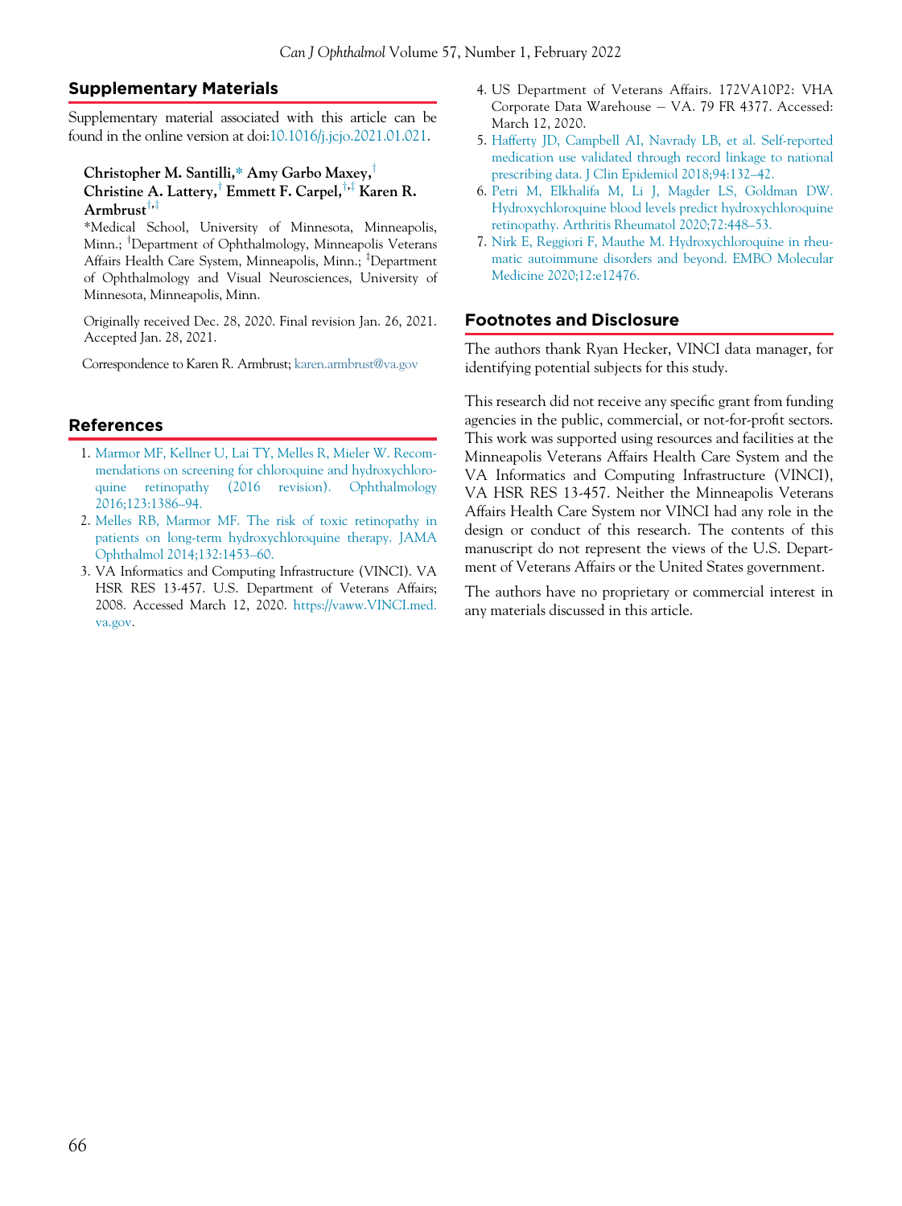## Supplementary Materials

Supplementary material associated with this article can be found in the online version at doi:10.1016/j.jcjo.2021.01.021.

**Christopher M. Santilli,* Amy Garbo Maxey,† Christine A. Lattery,† Emmett F. Carpel,†,‡ Karen R. Armbrust†,‡**

*Medical School, University of Minnesota, Minneapolis, Minn.; †Department of Ophthalmology, Minneapolis Veterans Affairs Health Care System, Minneapolis, Minn.; ‡Department of Ophthalmology and Visual Neurosciences, University of Minnesota, Minneapolis, Minn.

Originally received Dec. 28, 2020. Final revision Jan. 26, 2021. Accepted Jan. 28, 2021.

Correspondence to Karen R. Armbrust; karen.armbrust@va.gov

## References

1. Marmor MF, Kellner U, Lai TY, Melles R, Mieler W. Recommendations on screening for chloroquine and hydroxychloroquine retinopathy (2016 revision). Ophthalmology 2016;123:1386–94.
2. Melles RB, Marmor MF. The risk of toxic retinopathy in patients on long-term hydroxychloroquine therapy. JAMA Ophthalmol 2014;132:1453–60.
3. VA Informatics and Computing Infrastructure (VINCI). VA HSR RES 13-457. U.S. Department of Veterans Affairs; 2008. Accessed March 12, 2020. https://vaww.VINCI.med.va.gov.
4. US Department of Veterans Affairs. 172VA10P2: VHA Corporate Data Warehouse – VA. 79 FR 4377. Accessed: March 12, 2020.
5. Hafferty JD, Campbell AI, Navrady LB, et al. Self-reported medication use validated through record linkage to national prescribing data. J Clin Epidemiol 2018;94:132–42.
6. Petri M, Elkhalifa M, Li J, Magder LS, Goldman DW. Hydroxychloroquine blood levels predict hydroxychloroquine retinopathy. Arthritis Rheumatol 2020;72:448–53.
7. Nirk E, Reggiori F, Mauthe M. Hydroxychloroquine in rheumatic autoimmune disorders and beyond. EMBO Molecular Medicine 2020;12:e12476.

## Footnotes and Disclosure

The authors thank Ryan Hecker, VINCI data manager, for identifying potential subjects for this study.

This research did not receive any specific grant from funding agencies in the public, commercial, or not-for-profit sectors. This work was supported using resources and facilities at the Minneapolis Veterans Affairs Health Care System and the VA Informatics and Computing Infrastructure (VINCI), VA HSR RES 13-457. Neither the Minneapolis Veterans Affairs Health Care System nor VINCI had any role in the design or conduct of this research. The contents of this manuscript do not represent the views of the U.S. Department of Veterans Affairs or the United States government.

The authors have no proprietary or commercial interest in any materials discussed in this article.